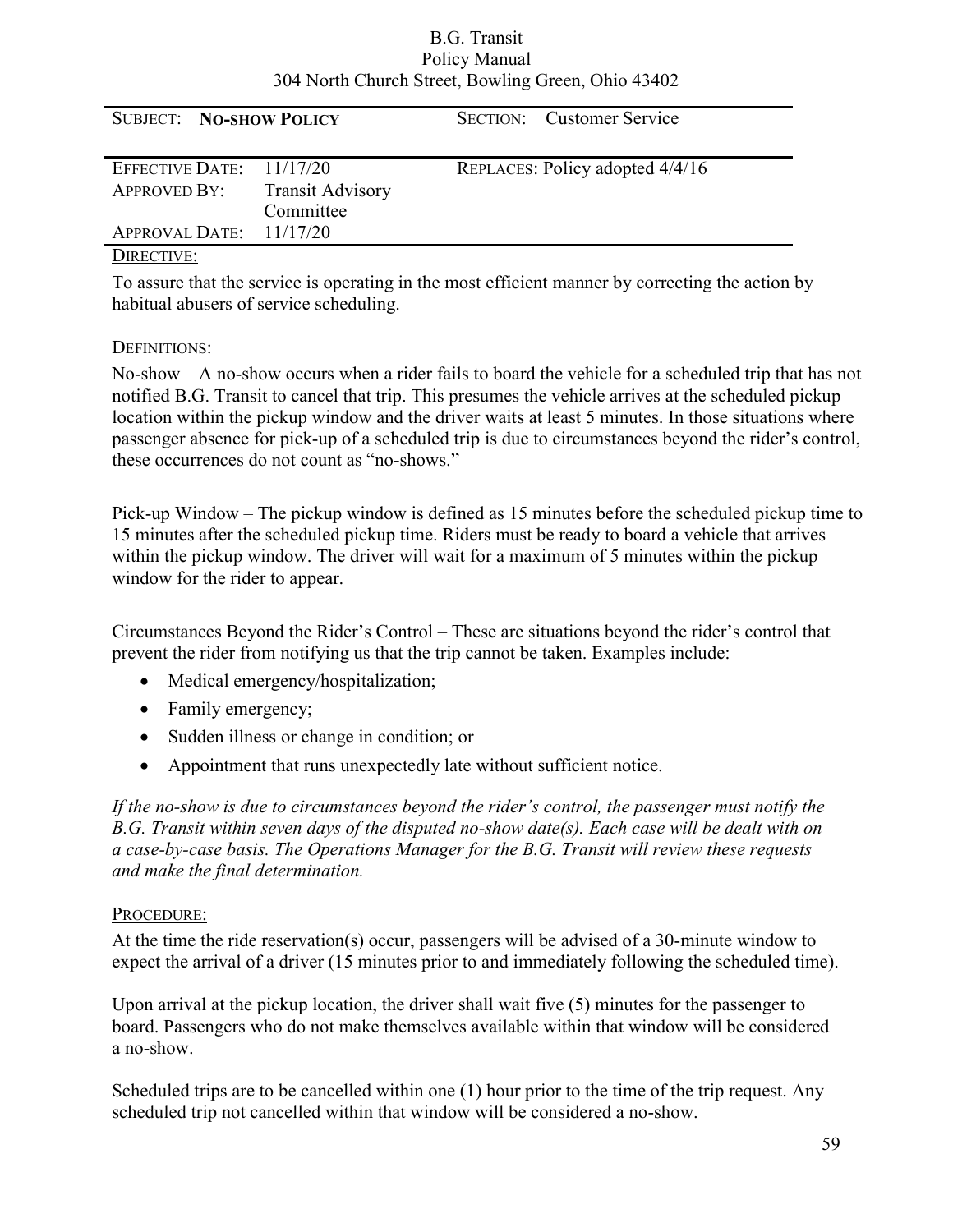B.G. Transit
Policy Manual
304 North Church Street, Bowling Green, Ohio 43402

| SUBJECT: **NO-SHOW POLICY** | | SECTION: Customer Service |
| --- | --- | --- |
| EFFECTIVE DATE: | 11/17/20 | REPLACES: Policy adopted 4/4/16 |
| APPROVED BY: | Transit Advisory Committee | |
| APPROVAL DATE: | 11/17/20 | |

DIRECTIVE:

To assure that the service is operating in the most efficient manner by correcting the action by habitual abusers of service scheduling.

DEFINITIONS:

No-show – A no-show occurs when a rider fails to board the vehicle for a scheduled trip that has not notified B.G. Transit to cancel that trip. This presumes the vehicle arrives at the scheduled pickup location within the pickup window and the driver waits at least 5 minutes. In those situations where passenger absence for pick-up of a scheduled trip is due to circumstances beyond the rider's control, these occurrences do not count as "no-shows."

Pick-up Window – The pickup window is defined as 15 minutes before the scheduled pickup time to 15 minutes after the scheduled pickup time. Riders must be ready to board a vehicle that arrives within the pickup window. The driver will wait for a maximum of 5 minutes within the pickup window for the rider to appear.

Circumstances Beyond the Rider's Control – These are situations beyond the rider's control that prevent the rider from notifying us that the trip cannot be taken. Examples include:

- Medical emergency/hospitalization;
- Family emergency;
- Sudden illness or change in condition; or
- Appointment that runs unexpectedly late without sufficient notice.

*If the no-show is due to circumstances beyond the rider's control, the passenger must notify the B.G. Transit within seven days of the disputed no-show date(s). Each case will be dealt with on a case-by-case basis. The Operations Manager for the B.G. Transit will review these requests and make the final determination.*

PROCEDURE:

At the time the ride reservation(s) occur, passengers will be advised of a 30-minute window to expect the arrival of a driver (15 minutes prior to and immediately following the scheduled time).

Upon arrival at the pickup location, the driver shall wait five (5) minutes for the passenger to board. Passengers who do not make themselves available within that window will be considered a no-show.

Scheduled trips are to be cancelled within one (1) hour prior to the time of the trip request. Any scheduled trip not cancelled within that window will be considered a no-show.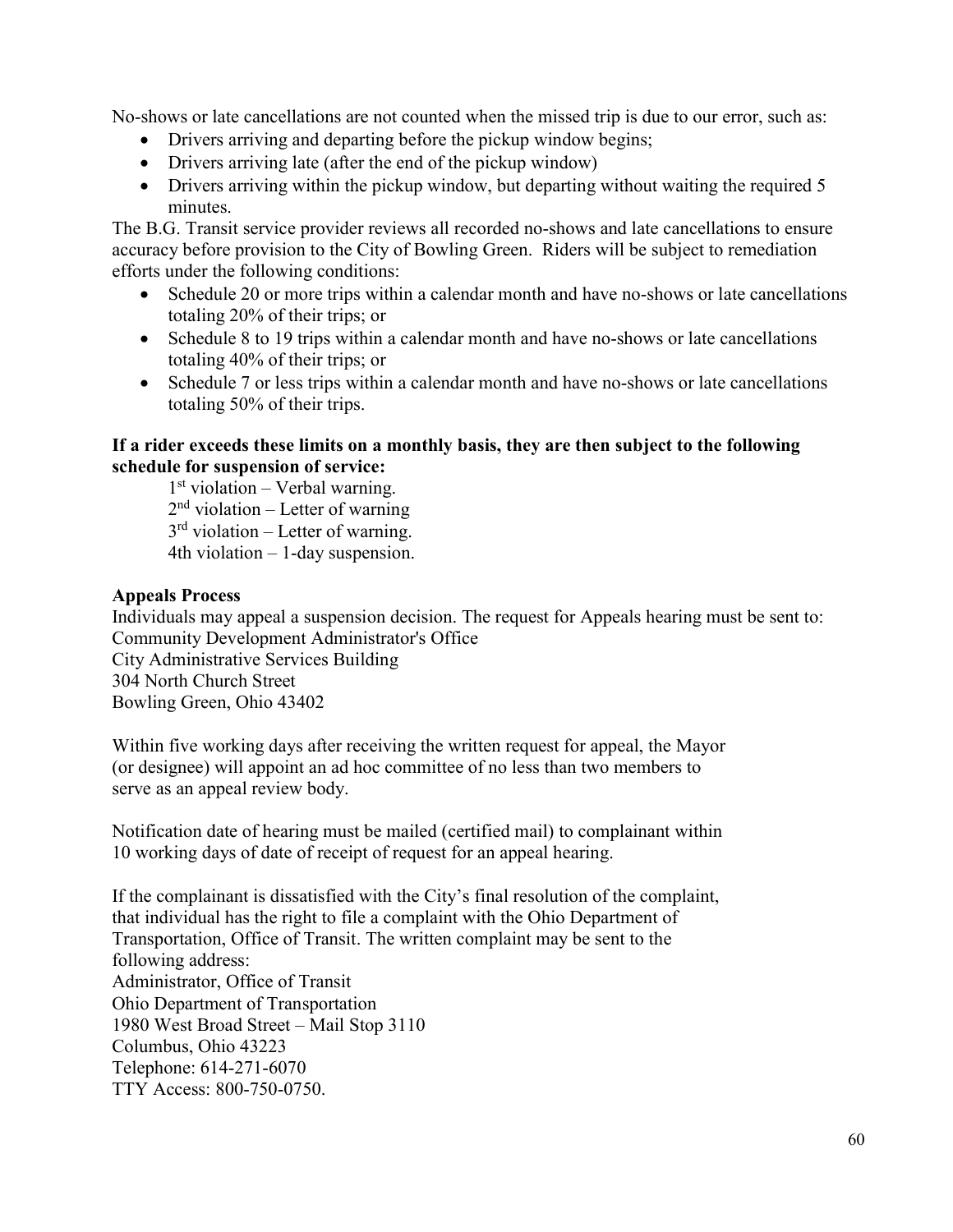No-shows or late cancellations are not counted when the missed trip is due to our error, such as:

- Drivers arriving and departing before the pickup window begins;
- Drivers arriving late (after the end of the pickup window)
- Drivers arriving within the pickup window, but departing without waiting the required 5 minutes.

The B.G. Transit service provider reviews all recorded no-shows and late cancellations to ensure accuracy before provision to the City of Bowling Green. Riders will be subject to remediation efforts under the following conditions:

- Schedule 20 or more trips within a calendar month and have no-shows or late cancellations totaling 20% of their trips; or
- Schedule 8 to 19 trips within a calendar month and have no-shows or late cancellations totaling 40% of their trips; or
- Schedule 7 or less trips within a calendar month and have no-shows or late cancellations totaling 50% of their trips.

**If a rider exceeds these limits on a monthly basis, they are then subject to the following schedule for suspension of service:**

1st violation – Verbal warning.
2nd violation – Letter of warning
3rd violation – Letter of warning.
4th violation – 1-day suspension.

**Appeals Process**

Individuals may appeal a suspension decision. The request for Appeals hearing must be sent to:
Community Development Administrator's Office
City Administrative Services Building
304 North Church Street
Bowling Green, Ohio 43402

Within five working days after receiving the written request for appeal, the Mayor (or designee) will appoint an ad hoc committee of no less than two members to serve as an appeal review body.

Notification date of hearing must be mailed (certified mail) to complainant within 10 working days of date of receipt of request for an appeal hearing.

If the complainant is dissatisfied with the City's final resolution of the complaint, that individual has the right to file a complaint with the Ohio Department of Transportation, Office of Transit. The written complaint may be sent to the following address:
Administrator, Office of Transit
Ohio Department of Transportation
1980 West Broad Street – Mail Stop 3110
Columbus, Ohio 43223
Telephone: 614-271-6070
TTY Access: 800-750-0750.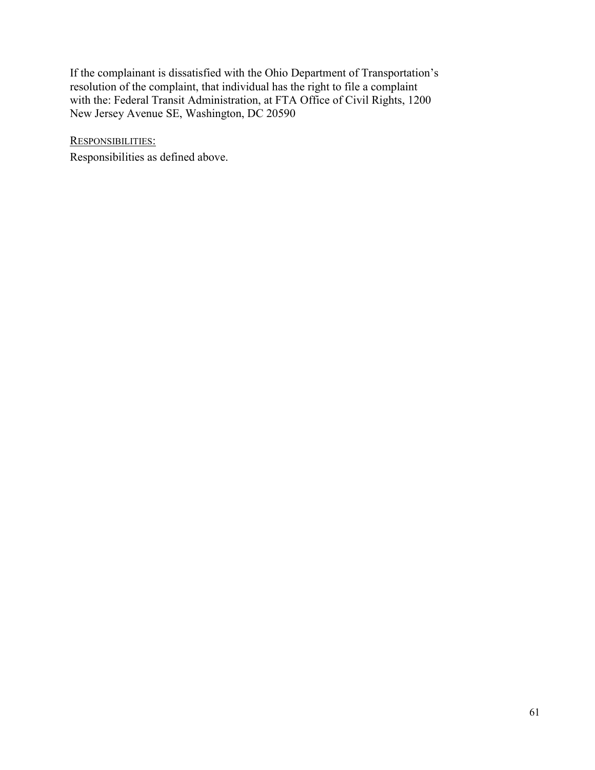If the complainant is dissatisfied with the Ohio Department of Transportation's resolution of the complaint, that individual has the right to file a complaint with the: Federal Transit Administration, at FTA Office of Civil Rights, 1200 New Jersey Avenue SE, Washington, DC 20590

RESPONSIBILITIES:

Responsibilities as defined above.